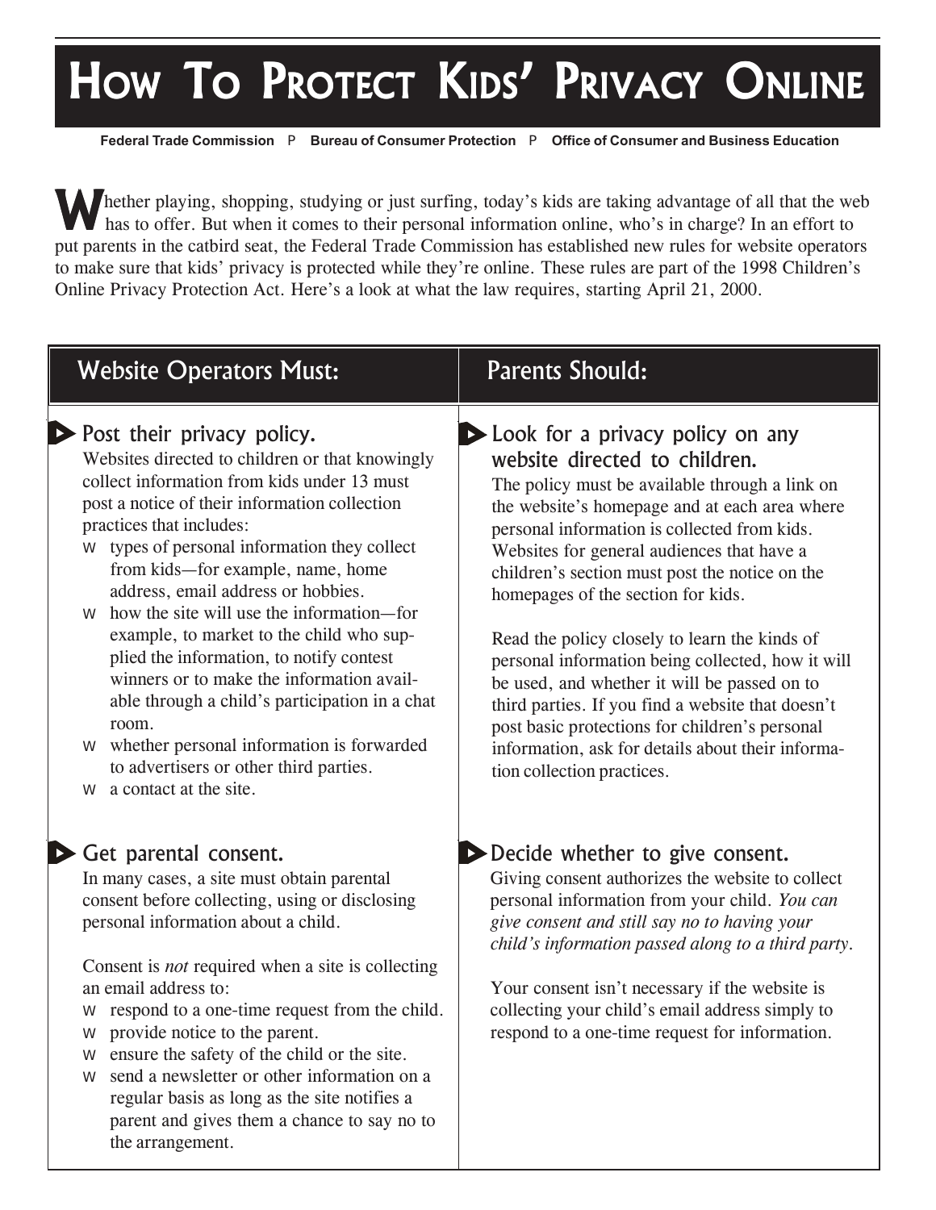# How To Protect Kids' Privacy Online

**Federal Trade Commission** P **Bureau of Consumer Protection** P **Office of Consumer and Business Education**

Whether playing, shopping, studying or just surfing, today's kids are taking advantage of all that the web has to offer. But when it comes to their personal information online, who's in charge? In an effort to put parents in the catbird seat, the Federal Trade Commission has established new rules for website operators to make sure that kids' privacy is protected while they're online. These rules are part of the 1998 Children's Online Privacy Protection Act. Here's a look at what the law requires, starting April 21, 2000.

## Website Operators Must:

### Post their privacy policy.

Websites directed to children or that knowingly collect information from kids under 13 must post a notice of their information collection practices that includes:

- types of personal information they collect from kids—for example, name, home address, email address or hobbies.
- how the site will use the information—for example, to market to the child who supplied the information, to notify contest winners or to make the information available through a child's participation in a chat room.
- whether personal information is forwarded to advertisers or other third parties.
- a contact at the site.

### Get parental consent.

In many cases, a site must obtain parental consent before collecting, using or disclosing personal information about a child.

Consent is *not* required when a site is collecting an email address to:

- respond to a one-time request from the child.
- provide notice to the parent.
- ensure the safety of the child or the site.
- send a newsletter or other information on a regular basis as long as the site notifies a parent and gives them a chance to say no to the arrangement.

## Parents Should:

### Look for a privacy policy on any website directed to children.

The policy must be available through a link on the website's homepage and at each area where personal information is collected from kids. Websites for general audiences that have a children's section must post the notice on the homepages of the section for kids.

Read the policy closely to learn the kinds of personal information being collected, how it will be used, and whether it will be passed on to third parties. If you find a website that doesn't post basic protections for children's personal information, ask for details about their information collection practices.

### Decide whether to give consent.

Giving consent authorizes the website to collect personal information from your child. *You can give consent and still say no to having your child's information passed along to a third party.*

Your consent isn't necessary if the website is collecting your child's email address simply to respond to a one-time request for information.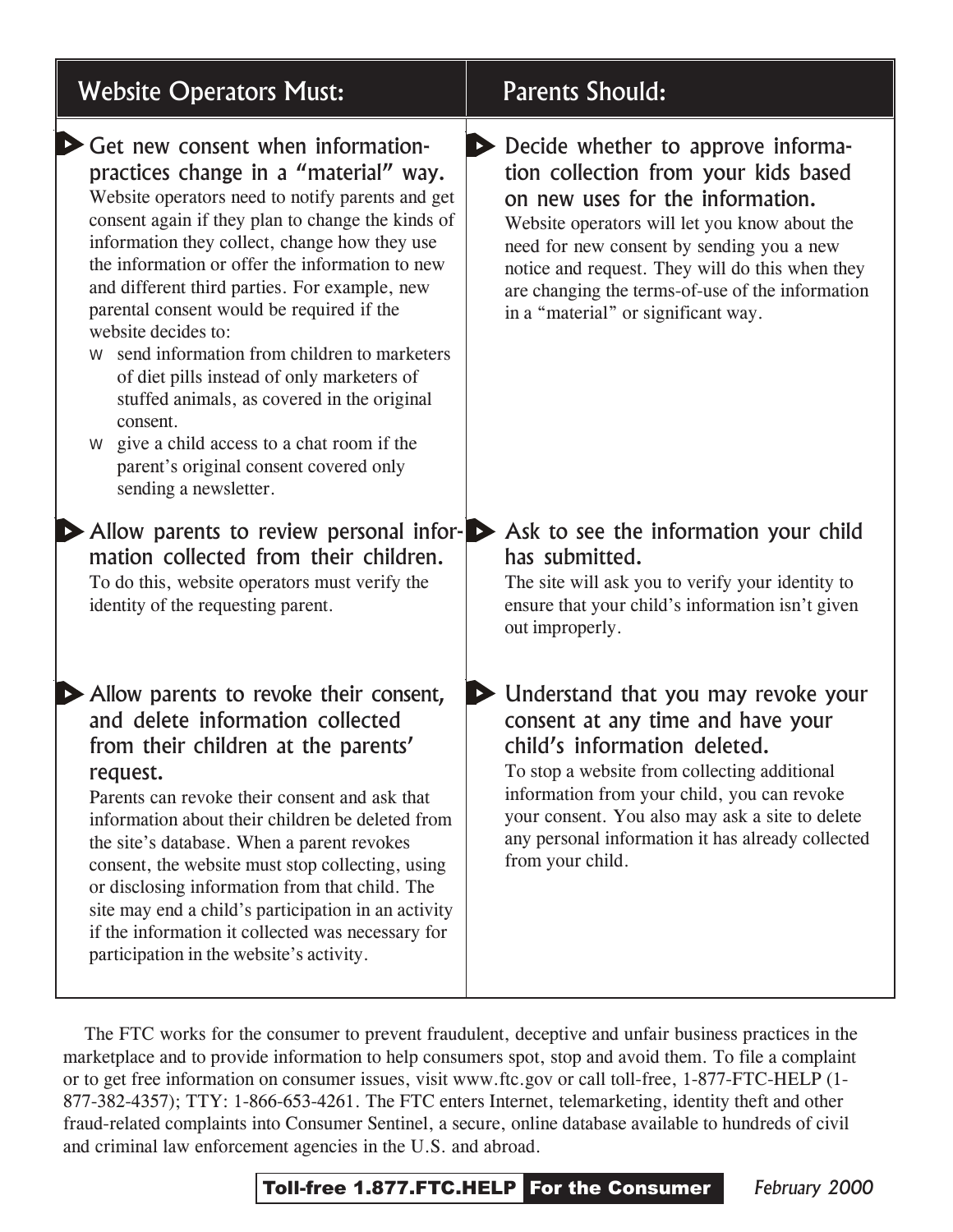| Website Operators Must: | Parents Should: |
|---|---|
| **Get new consent when information-practices change in a "material" way.** Website operators need to notify parents and get consent again if they plan to change the kinds of information they collect, change how they use the information or offer the information to new and different third parties. For example, new parental consent would be required if the website decides to: <br>- send information from children to marketers of diet pills instead of only marketers of stuffed animals, as covered in the original consent. <br>- give a child access to a chat room if the parent's original consent covered only sending a newsletter. | **Decide whether to approve information collection from your kids based on new uses for the information.** Website operators will let you know about the need for new consent by sending you a new notice and request. They will do this when they are changing the terms-of-use of the information in a "material" or significant way. |
| **Allow parents to review personal information collected from their children.** To do this, website operators must verify the identity of the requesting parent. | **Ask to see the information your child has submitted.** The site will ask you to verify your identity to ensure that your child's information isn't given out improperly. |
| **Allow parents to revoke their consent, and delete information collected from their children at the parents' request.** Parents can revoke their consent and ask that information about their children be deleted from the site's database. When a parent revokes consent, the website must stop collecting, using or disclosing information from that child. The site may end a child's participation in an activity if the information it collected was necessary for participation in the website's activity. | **Understand that you may revoke your consent at any time and have your child's information deleted.** To stop a website from collecting additional information from your child, you can revoke your consent. You also may ask a site to delete any personal information it has already collected from your child. |

The FTC works for the consumer to prevent fraudulent, deceptive and unfair business practices in the marketplace and to provide information to help consumers spot, stop and avoid them. To file a complaint or to get free information on consumer issues, visit www.ftc.gov or call toll-free, 1-877-FTC-HELP (1-877-382-4357); TTY: 1-866-653-4261. The FTC enters Internet, telemarketing, identity theft and other fraud-related complaints into Consumer Sentinel, a secure, online database available to hundreds of civil and criminal law enforcement agencies in the U.S. and abroad.

**Toll-free 1.877.FTC.HELP For the Consumer** *February 2000*